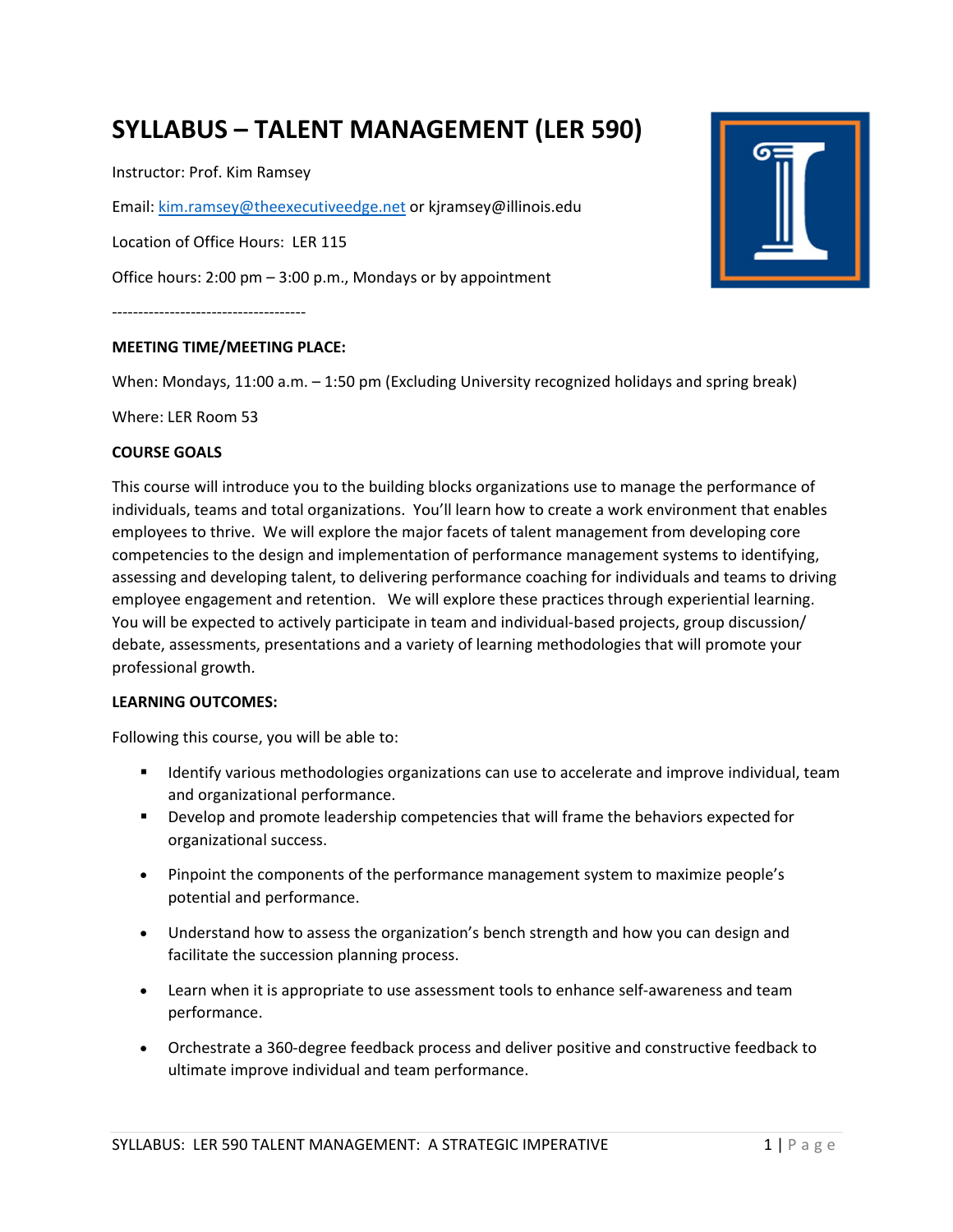# SYLLABUS – TALENT MANAGEMENT (LER 590)

Instructor: Prof. Kim Ramsey

Email: kim.ramsey@theexecutiveedge.net or kjramsey@illinois.edu

Location of Office Hours: LER 115

Office hours: 2:00 pm – 3:00 p.m., Mondays or by appointment

-------------------------------------

**MEETING TIME/MEETING PLACE:**

When: Mondays, 11:00 a.m. – 1:50 pm (Excluding University recognized holidays and spring break)

Where: LER Room 53

**COURSE GOALS**

This course will introduce you to the building blocks organizations use to manage the performance of individuals, teams and total organizations. You'll learn how to create a work environment that enables employees to thrive. We will explore the major facets of talent management from developing core competencies to the design and implementation of performance management systems to identifying, assessing and developing talent, to delivering performance coaching for individuals and teams to driving employee engagement and retention. We will explore these practices through experiential learning. You will be expected to actively participate in team and individual-based projects, group discussion/ debate, assessments, presentations and a variety of learning methodologies that will promote your professional growth.

**LEARNING OUTCOMES:**

Following this course, you will be able to:

- Identify various methodologies organizations can use to accelerate and improve individual, team and organizational performance.
- Develop and promote leadership competencies that will frame the behaviors expected for organizational success.
- Pinpoint the components of the performance management system to maximize people's potential and performance.
- Understand how to assess the organization's bench strength and how you can design and facilitate the succession planning process.
- Learn when it is appropriate to use assessment tools to enhance self-awareness and team performance.
- Orchestrate a 360-degree feedback process and deliver positive and constructive feedback to ultimate improve individual and team performance.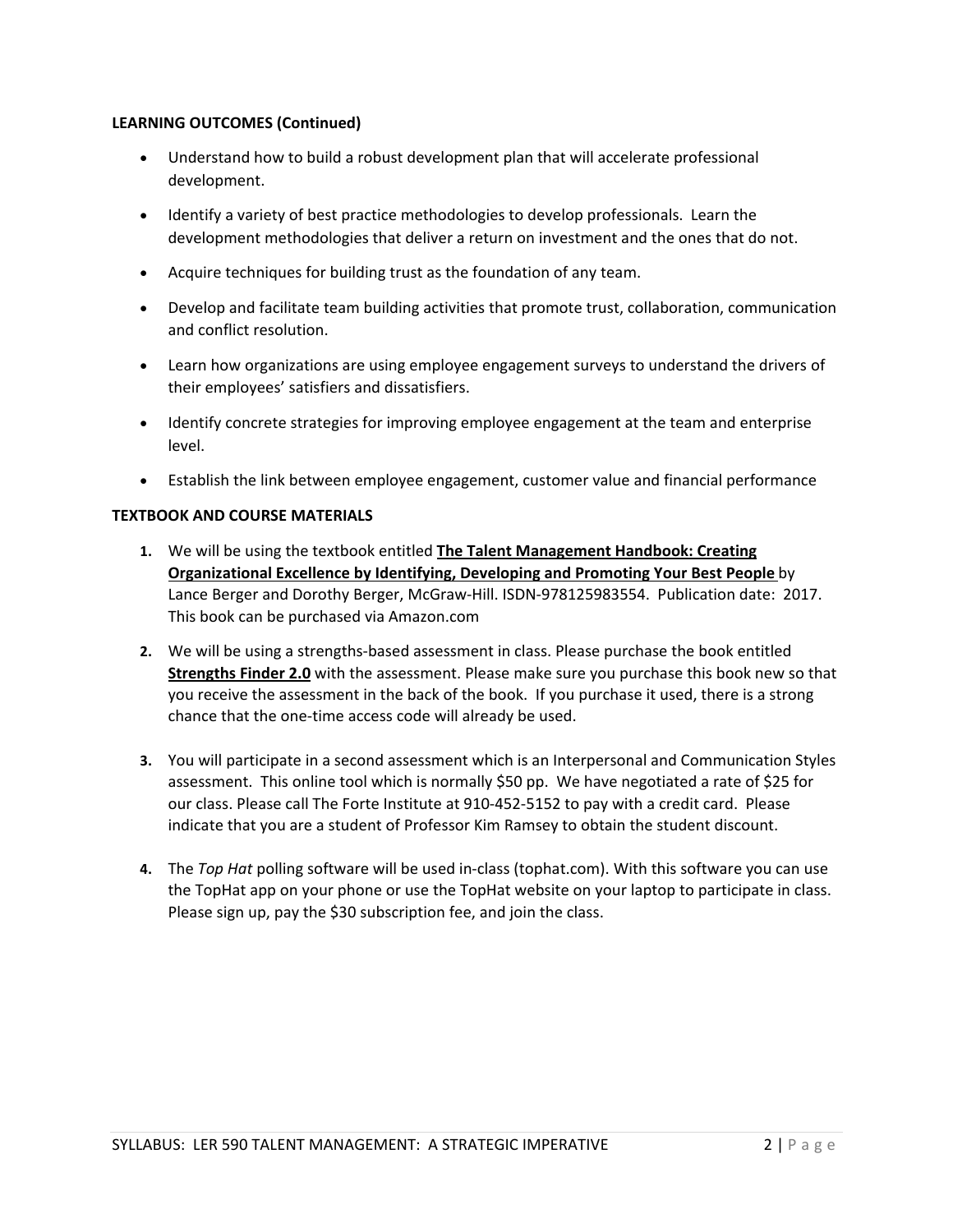**LEARNING OUTCOMES (Continued)**

- Understand how to build a robust development plan that will accelerate professional development.
- Identify a variety of best practice methodologies to develop professionals. Learn the development methodologies that deliver a return on investment and the ones that do not.
- Acquire techniques for building trust as the foundation of any team.
- Develop and facilitate team building activities that promote trust, collaboration, communication and conflict resolution.
- Learn how organizations are using employee engagement surveys to understand the drivers of their employees' satisfiers and dissatisfiers.
- Identify concrete strategies for improving employee engagement at the team and enterprise level.
- Establish the link between employee engagement, customer value and financial performance

**TEXTBOOK AND COURSE MATERIALS**

1. We will be using the textbook entitled **The Talent Management Handbook: Creating Organizational Excellence by Identifying, Developing and Promoting Your Best People** by Lance Berger and Dorothy Berger, McGraw-Hill. ISDN-978125983554. Publication date: 2017. This book can be purchased via Amazon.com

2. We will be using a strengths-based assessment in class. Please purchase the book entitled **Strengths Finder 2.0** with the assessment. Please make sure you purchase this book new so that you receive the assessment in the back of the book. If you purchase it used, there is a strong chance that the one-time access code will already be used.

3. You will participate in a second assessment which is an Interpersonal and Communication Styles assessment. This online tool which is normally $50 pp. We have negotiated a rate of $25 for our class. Please call The Forte Institute at 910-452-5152 to pay with a credit card. Please indicate that you are a student of Professor Kim Ramsey to obtain the student discount.

4. The *Top Hat* polling software will be used in-class (tophat.com). With this software you can use the TopHat app on your phone or use the TopHat website on your laptop to participate in class. Please sign up, pay the $30 subscription fee, and join the class.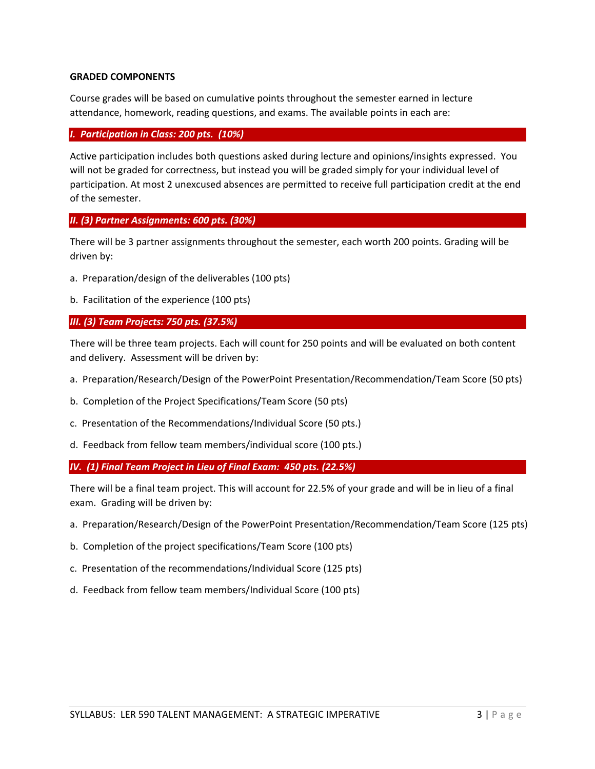**GRADED COMPONENTS**

Course grades will be based on cumulative points throughout the semester earned in lecture attendance, homework, reading questions, and exams. The available points in each are:

### *I. Participation in Class: 200 pts. (10%)*

Active participation includes both questions asked during lecture and opinions/insights expressed. You will not be graded for correctness, but instead you will be graded simply for your individual level of participation. At most 2 unexcused absences are permitted to receive full participation credit at the end of the semester.

### *II. (3) Partner Assignments: 600 pts. (30%)*

There will be 3 partner assignments throughout the semester, each worth 200 points. Grading will be driven by:

a. Preparation/design of the deliverables (100 pts)

b. Facilitation of the experience (100 pts)

### *III. (3) Team Projects: 750 pts. (37.5%)*

There will be three team projects. Each will count for 250 points and will be evaluated on both content and delivery. Assessment will be driven by:

a. Preparation/Research/Design of the PowerPoint Presentation/Recommendation/Team Score (50 pts)

b. Completion of the Project Specifications/Team Score (50 pts)

c. Presentation of the Recommendations/Individual Score (50 pts.)

d. Feedback from fellow team members/individual score (100 pts.)

### *IV. (1) Final Team Project in Lieu of Final Exam: 450 pts. (22.5%)*

There will be a final team project. This will account for 22.5% of your grade and will be in lieu of a final exam. Grading will be driven by:

a. Preparation/Research/Design of the PowerPoint Presentation/Recommendation/Team Score (125 pts)

b. Completion of the project specifications/Team Score (100 pts)

c. Presentation of the recommendations/Individual Score (125 pts)

d. Feedback from fellow team members/Individual Score (100 pts)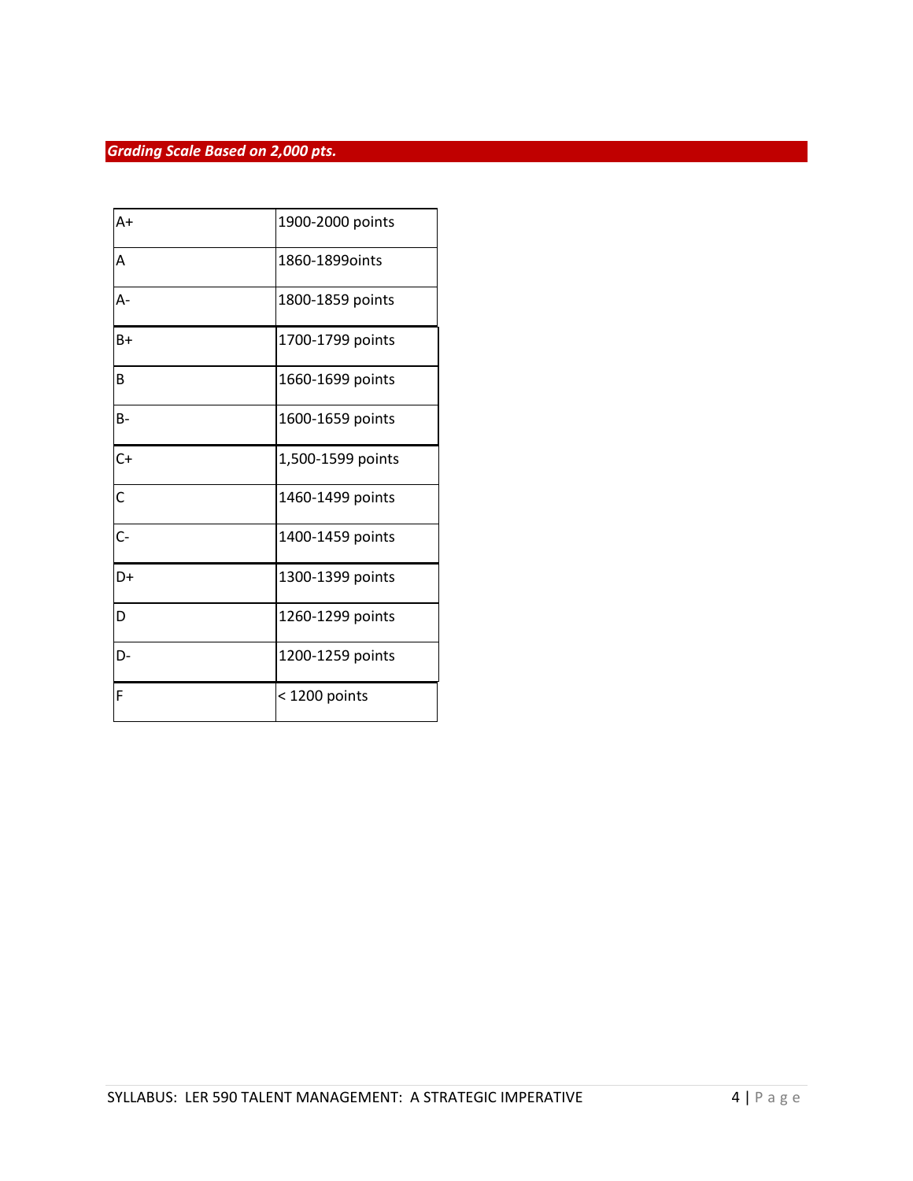***Grading Scale Based on 2,000 pts.***

| | |
|---|---|
| A+ | 1900-2000 points |
| A | 1860-1899oints |
| A- | 1800-1859 points |
| B+ | 1700-1799 points |
| B | 1660-1699 points |
| B- | 1600-1659 points |
| C+ | 1,500-1599 points |
| C | 1460-1499 points |
| C- | 1400-1459 points |
| D+ | 1300-1399 points |
| D | 1260-1299 points |
| D- | 1200-1259 points |
| F | < 1200 points |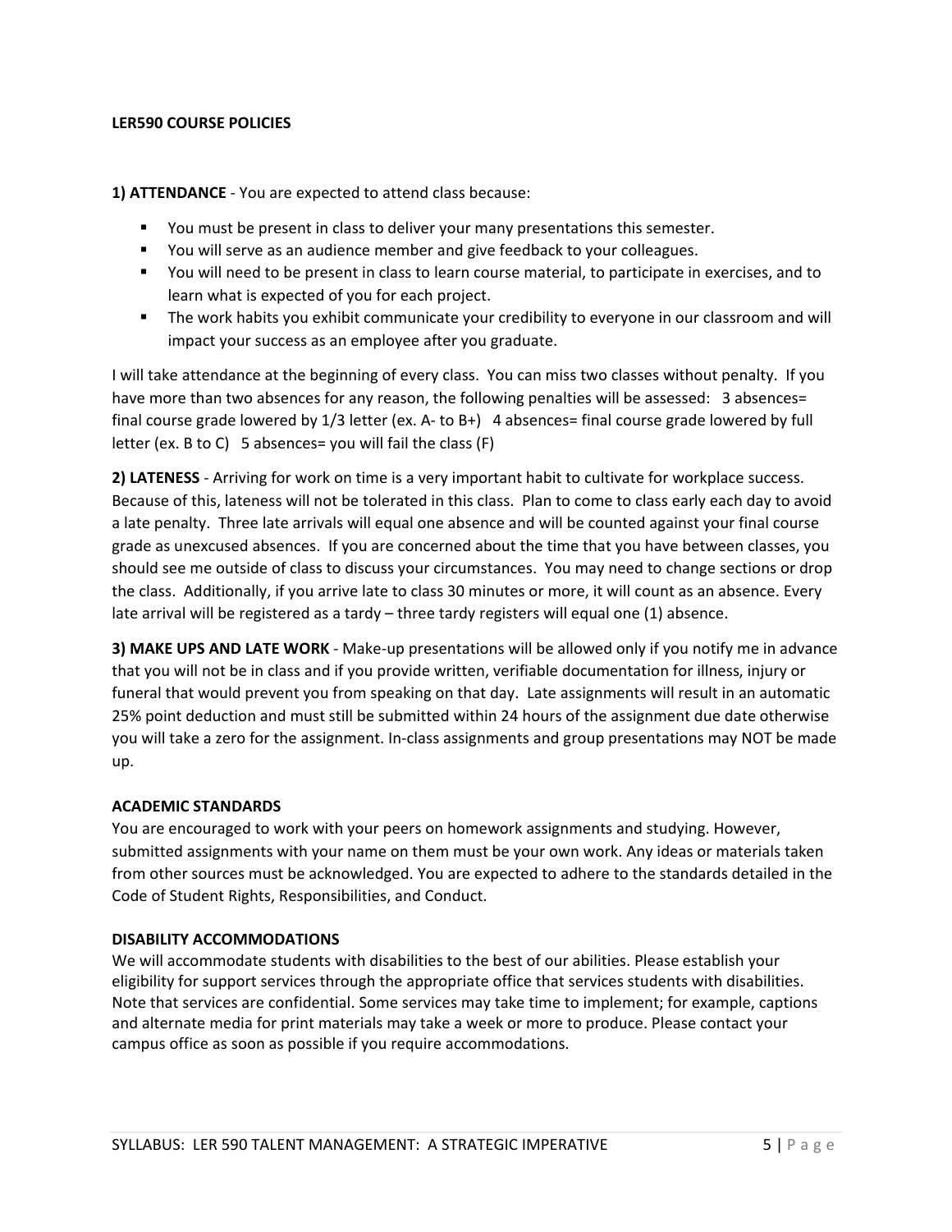**LER590 COURSE POLICIES**

**1) ATTENDANCE** - You are expected to attend class because:

- You must be present in class to deliver your many presentations this semester.
- You will serve as an audience member and give feedback to your colleagues.
- You will need to be present in class to learn course material, to participate in exercises, and to learn what is expected of you for each project.
- The work habits you exhibit communicate your credibility to everyone in our classroom and will impact your success as an employee after you graduate.

I will take attendance at the beginning of every class. You can miss two classes without penalty. If you have more than two absences for any reason, the following penalties will be assessed: 3 absences= final course grade lowered by 1/3 letter (ex. A- to B+) 4 absences= final course grade lowered by full letter (ex. B to C) 5 absences= you will fail the class (F)

**2) LATENESS** - Arriving for work on time is a very important habit to cultivate for workplace success. Because of this, lateness will not be tolerated in this class. Plan to come to class early each day to avoid a late penalty. Three late arrivals will equal one absence and will be counted against your final course grade as unexcused absences. If you are concerned about the time that you have between classes, you should see me outside of class to discuss your circumstances. You may need to change sections or drop the class. Additionally, if you arrive late to class 30 minutes or more, it will count as an absence. Every late arrival will be registered as a tardy – three tardy registers will equal one (1) absence.

**3) MAKE UPS AND LATE WORK** - Make-up presentations will be allowed only if you notify me in advance that you will not be in class and if you provide written, verifiable documentation for illness, injury or funeral that would prevent you from speaking on that day. Late assignments will result in an automatic 25% point deduction and must still be submitted within 24 hours of the assignment due date otherwise you will take a zero for the assignment. In-class assignments and group presentations may NOT be made up.

**ACADEMIC STANDARDS**

You are encouraged to work with your peers on homework assignments and studying. However, submitted assignments with your name on them must be your own work. Any ideas or materials taken from other sources must be acknowledged. You are expected to adhere to the standards detailed in the Code of Student Rights, Responsibilities, and Conduct.

**DISABILITY ACCOMMODATIONS**

We will accommodate students with disabilities to the best of our abilities. Please establish your eligibility for support services through the appropriate office that services students with disabilities. Note that services are confidential. Some services may take time to implement; for example, captions and alternate media for print materials may take a week or more to produce. Please contact your campus office as soon as possible if you require accommodations.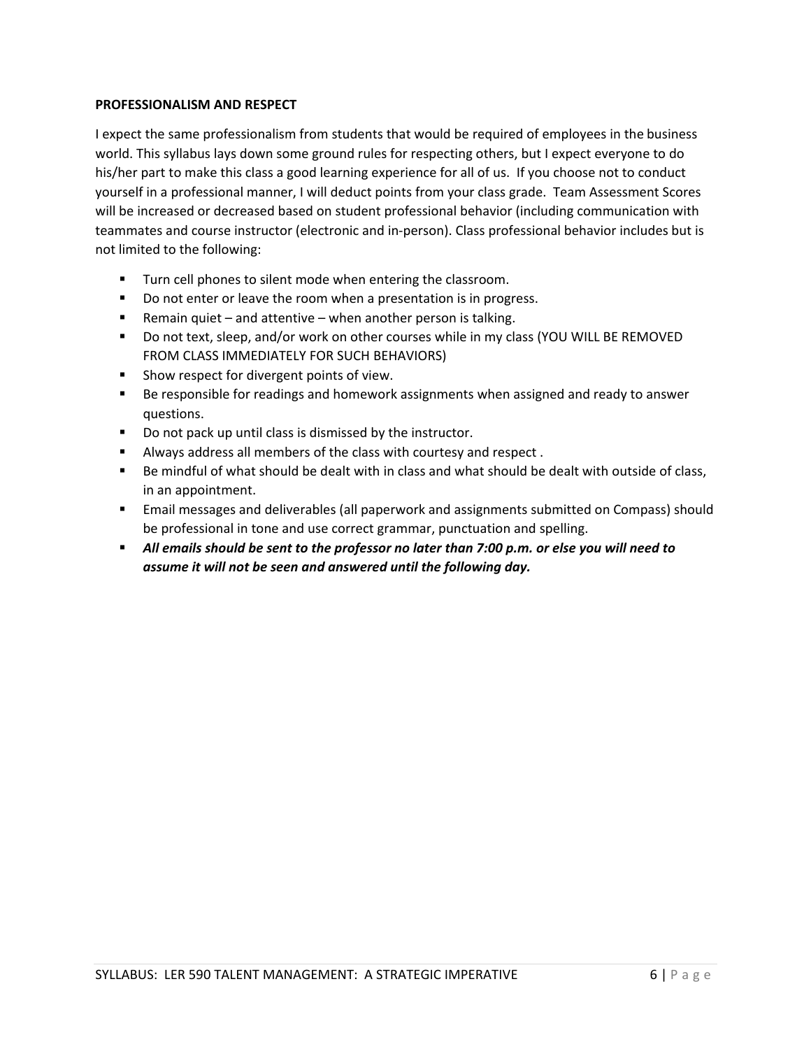**PROFESSIONALISM AND RESPECT**

I expect the same professionalism from students that would be required of employees in the business world. This syllabus lays down some ground rules for respecting others, but I expect everyone to do his/her part to make this class a good learning experience for all of us. If you choose not to conduct yourself in a professional manner, I will deduct points from your class grade. Team Assessment Scores will be increased or decreased based on student professional behavior (including communication with teammates and course instructor (electronic and in-person). Class professional behavior includes but is not limited to the following:

- Turn cell phones to silent mode when entering the classroom.
- Do not enter or leave the room when a presentation is in progress.
- Remain quiet – and attentive – when another person is talking.
- Do not text, sleep, and/or work on other courses while in my class (YOU WILL BE REMOVED FROM CLASS IMMEDIATELY FOR SUCH BEHAVIORS)
- Show respect for divergent points of view.
- Be responsible for readings and homework assignments when assigned and ready to answer questions.
- Do not pack up until class is dismissed by the instructor.
- Always address all members of the class with courtesy and respect .
- Be mindful of what should be dealt with in class and what should be dealt with outside of class, in an appointment.
- Email messages and deliverables (all paperwork and assignments submitted on Compass) should be professional in tone and use correct grammar, punctuation and spelling.
- ***All emails should be sent to the professor no later than 7:00 p.m. or else you will need to assume it will not be seen and answered until the following day.***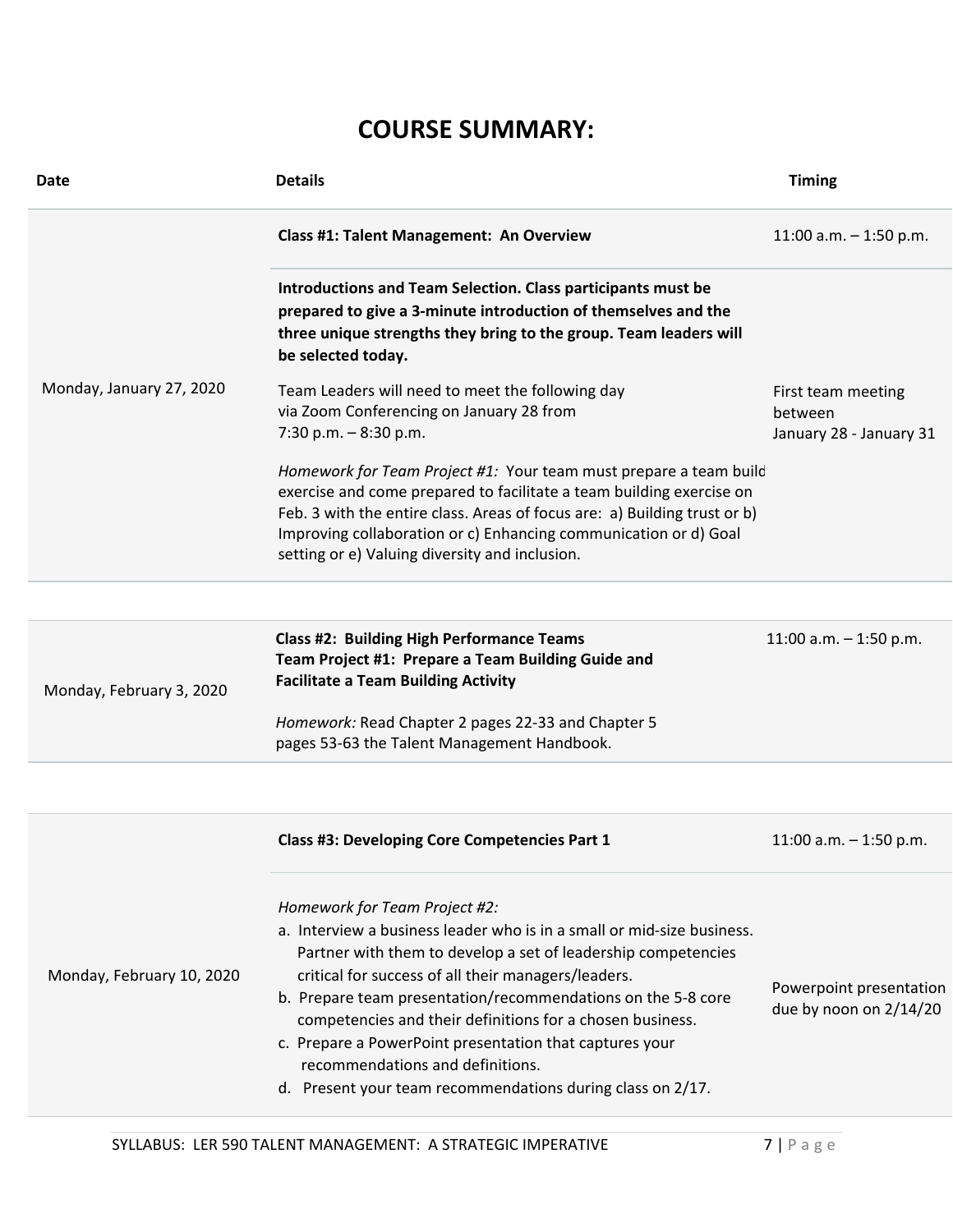# COURSE SUMMARY:

| Date | Details | Timing |
| --- | --- | --- |
| Monday, January 27, 2020 | **Class #1: Talent Management: An Overview** | 11:00 a.m. – 1:50 p.m. |
| | **Introductions and Team Selection. Class participants must be prepared to give a 3-minute introduction of themselves and the three unique strengths they bring to the group. Team leaders will be selected today.**<br><br>Team Leaders will need to meet the following day via Zoom Conferencing on January 28 from 7:30 p.m. – 8:30 p.m.<br><br>*Homework for Team Project #1:* Your team must prepare a team build exercise and come prepared to facilitate a team building exercise on Feb. 3 with the entire class. Areas of focus are: a) Building trust or b) Improving collaboration or c) Enhancing communication or d) Goal setting or e) Valuing diversity and inclusion. | First team meeting between January 28 - January 31 |
| Monday, February 3, 2020 | **Class #2: Building High Performance Teams**<br>**Team Project #1: Prepare a Team Building Guide and Facilitate a Team Building Activity**<br><br>*Homework:* Read Chapter 2 pages 22-33 and Chapter 5 pages 53-63 the Talent Management Handbook. | 11:00 a.m. – 1:50 p.m. |
| Monday, February 10, 2020 | **Class #3: Developing Core Competencies Part 1** | 11:00 a.m. – 1:50 p.m. |
| | *Homework for Team Project #2:*<br>a. Interview a business leader who is in a small or mid-size business. Partner with them to develop a set of leadership competencies critical for success of all their managers/leaders.<br>b. Prepare team presentation/recommendations on the 5-8 core competencies and their definitions for a chosen business.<br>c. Prepare a PowerPoint presentation that captures your recommendations and definitions.<br>d. Present your team recommendations during class on 2/17. | Powerpoint presentation due by noon on 2/14/20 |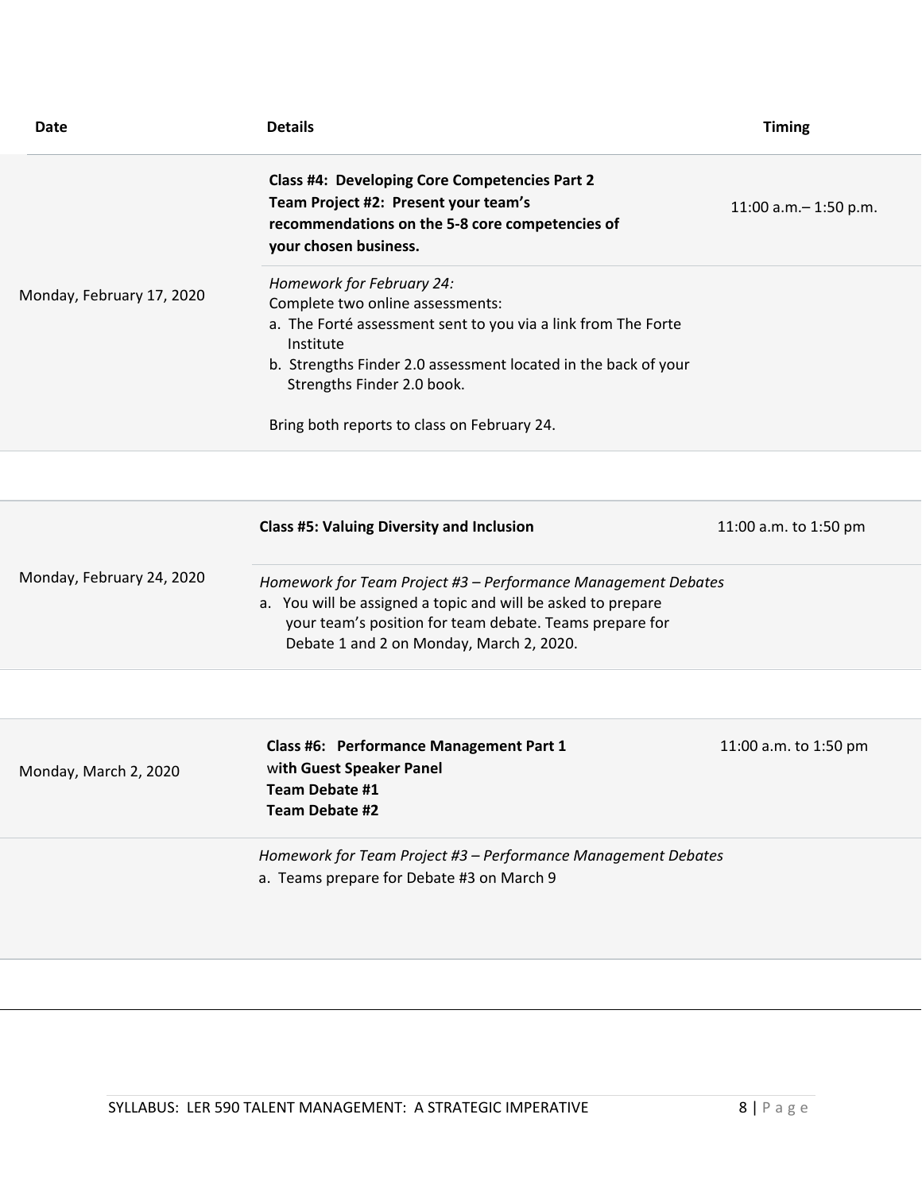| Date | Details | Timing |
|---|---|---|
| Monday, February 17, 2020 | **Class #4: Developing Core Competencies Part 2**<br>**Team Project #2: Present your team's recommendations on the 5-8 core competencies of your chosen business.** | 11:00 a.m.– 1:50 p.m. |
| | *Homework for February 24:*<br>Complete two online assessments:<br>a. The Forté assessment sent to you via a link from The Forte Institute<br>b. Strengths Finder 2.0 assessment located in the back of your Strengths Finder 2.0 book.<br><br>Bring both reports to class on February 24. | |
| Monday, February 24, 2020 | **Class #5: Valuing Diversity and Inclusion** | 11:00 a.m. to 1:50 pm |
| | *Homework for Team Project #3 – Performance Management Debates*<br>a. You will be assigned a topic and will be asked to prepare your team's position for team debate. Teams prepare for Debate 1 and 2 on Monday, March 2, 2020. | |
| Monday, March 2, 2020 | **Class #6: Performance Management Part 1 with Guest Speaker Panel**<br>**Team Debate #1**<br>**Team Debate #2** | 11:00 a.m. to 1:50 pm |
| | *Homework for Team Project #3 – Performance Management Debates*<br>a. Teams prepare for Debate #3 on March 9 | |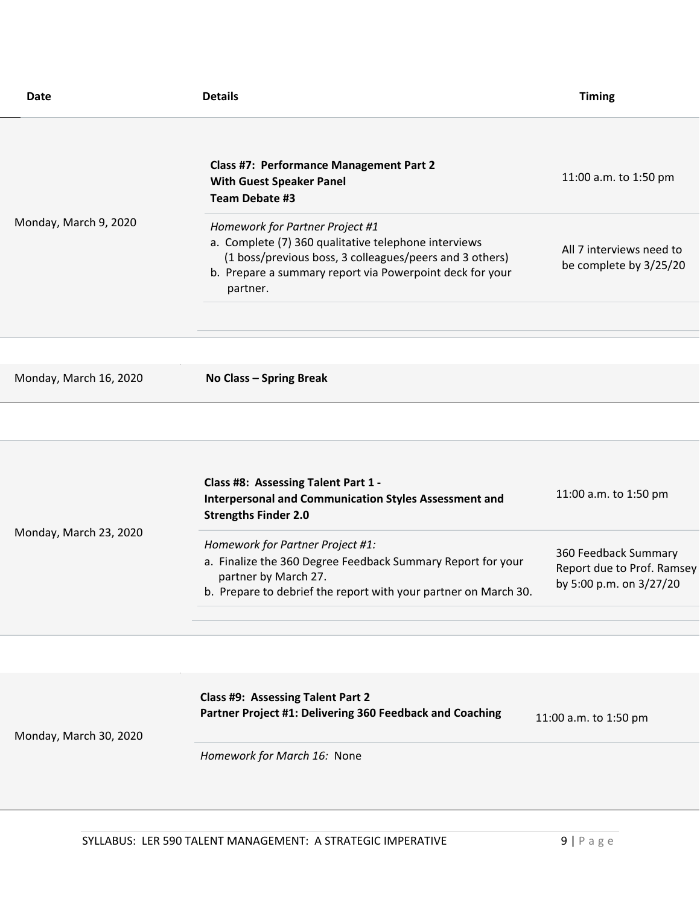| Date | Details | Timing |
|---|---|---|
| Monday, March 9, 2020 | **Class #7: Performance Management Part 2**<br>**With Guest Speaker Panel**<br>**Team Debate #3** | 11:00 a.m. to 1:50 pm |
| | *Homework for Partner Project #1*<br>a. Complete (7) 360 qualitative telephone interviews (1 boss/previous boss, 3 colleagues/peers and 3 others)<br>b. Prepare a summary report via Powerpoint deck for your partner. | All 7 interviews need to be complete by 3/25/20 |
| Monday, March 16, 2020 | **No Class – Spring Break** | |
| Monday, March 23, 2020 | **Class #8: Assessing Talent Part 1 -**<br>**Interpersonal and Communication Styles Assessment and Strengths Finder 2.0** | 11:00 a.m. to 1:50 pm |
| | *Homework for Partner Project #1:*<br>a. Finalize the 360 Degree Feedback Summary Report for your partner by March 27.<br>b. Prepare to debrief the report with your partner on March 30. | 360 Feedback Summary Report due to Prof. Ramsey by 5:00 p.m. on 3/27/20 |
| Monday, March 30, 2020 | **Class #9: Assessing Talent Part 2**<br>**Partner Project #1: Delivering 360 Feedback and Coaching** | 11:00 a.m. to 1:50 pm |
| | *Homework for March 16:* None | |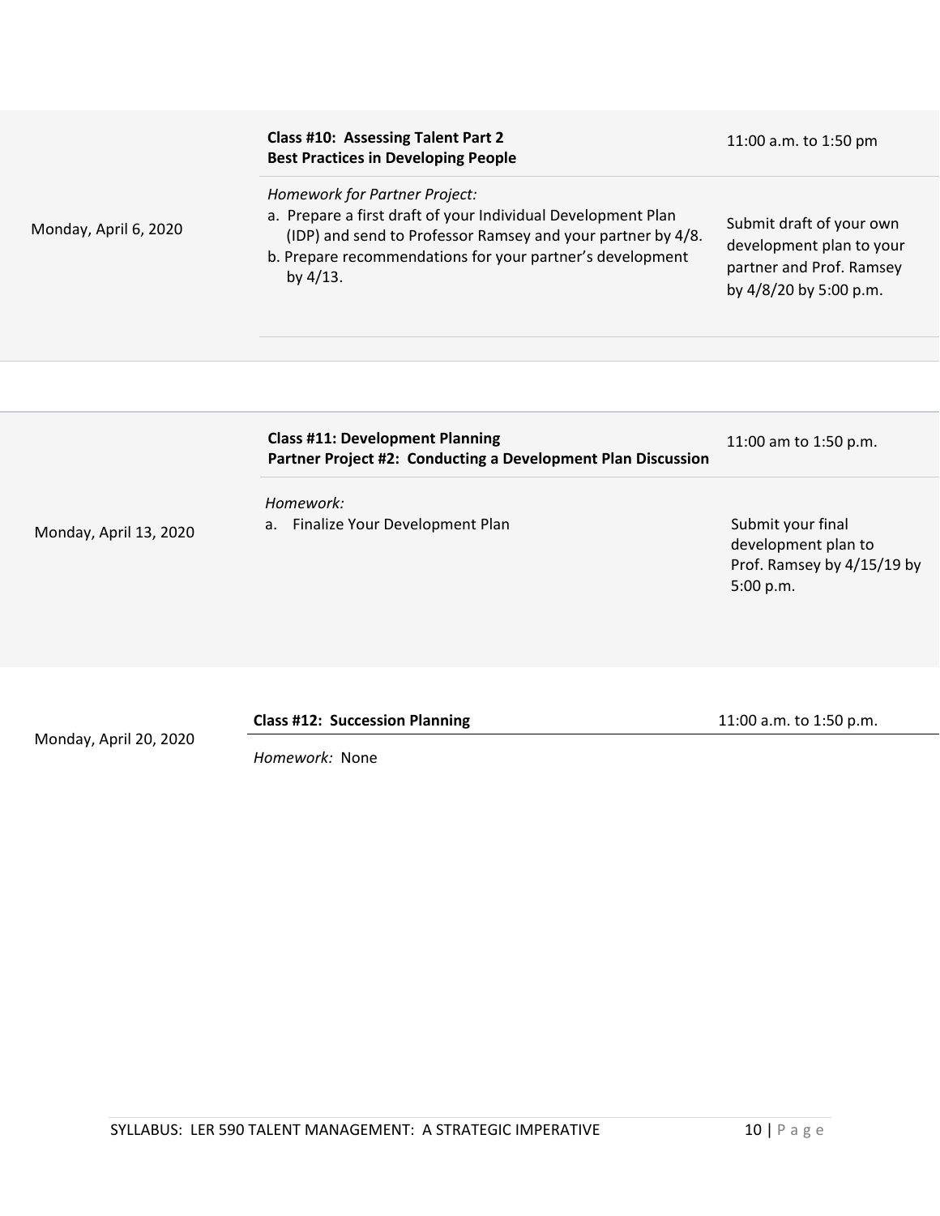| Date | Class / Homework | Time / Due |
|---|---|---|
| Monday, April 6, 2020 | **Class #10: Assessing Talent Part 2**<br>**Best Practices in Developing People** | 11:00 a.m. to 1:50 pm |
| | *Homework for Partner Project:*<br>a. Prepare a first draft of your Individual Development Plan (IDP) and send to Professor Ramsey and your partner by 4/8.<br>b. Prepare recommendations for your partner's development by 4/13. | Submit draft of your own development plan to your partner and Prof. Ramsey by 4/8/20 by 5:00 p.m. |
| Monday, April 13, 2020 | **Class #11: Development Planning**<br>**Partner Project #2: Conducting a Development Plan Discussion** | 11:00 am to 1:50 p.m. |
| | *Homework:*<br>a. Finalize Your Development Plan | Submit your final development plan to Prof. Ramsey by 4/15/19 by 5:00 p.m. |
| Monday, April 20, 2020 | **Class #12: Succession Planning** | 11:00 a.m. to 1:50 p.m. |
| | *Homework:* None | |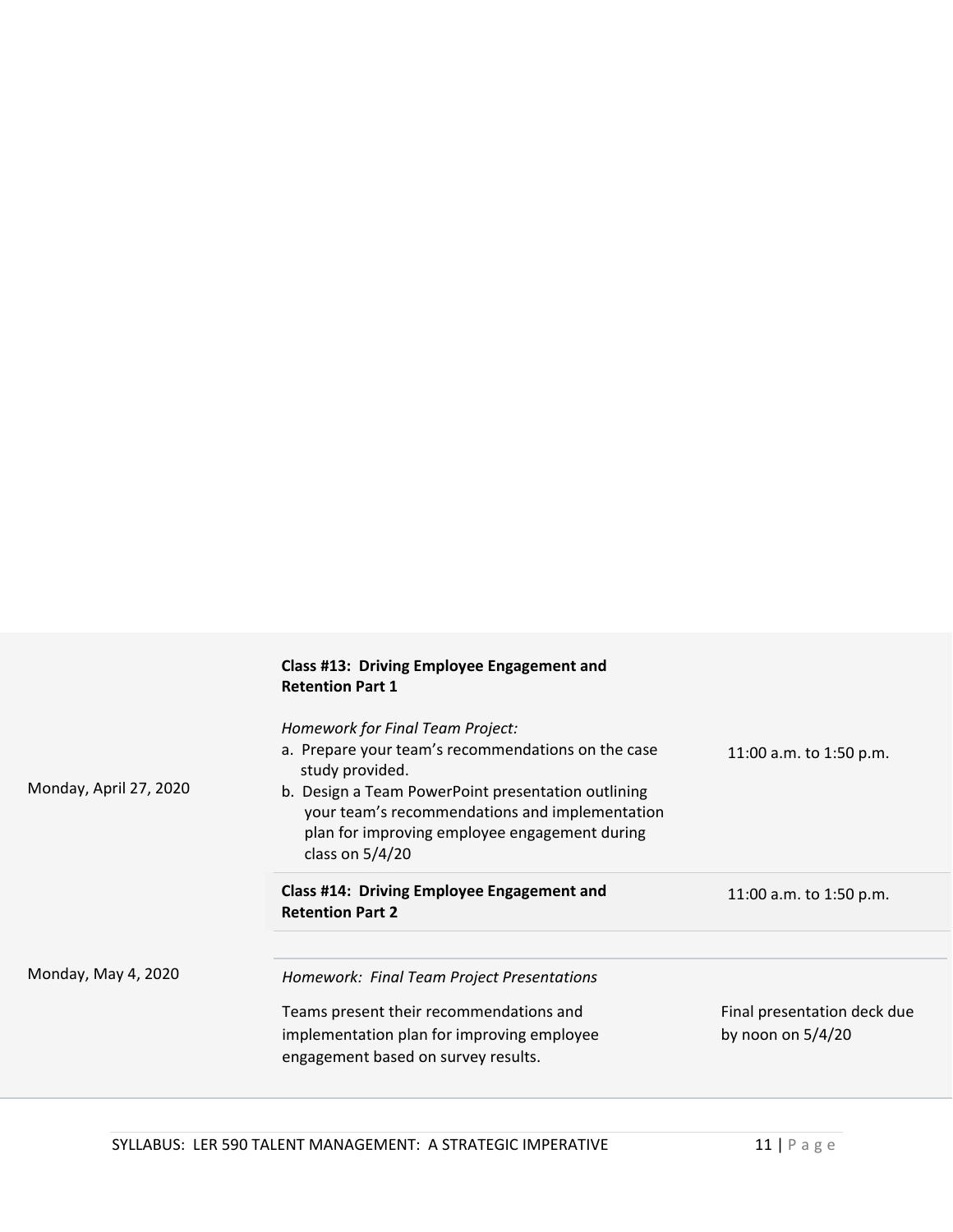| | | |
|---|---|---|
| Monday, April 27, 2020 | **Class #13: Driving Employee Engagement and Retention Part 1**<br><br>*Homework for Final Team Project:*<br>a. Prepare your team's recommendations on the case study provided.<br>b. Design a Team PowerPoint presentation outlining your team's recommendations and implementation plan for improving employee engagement during class on 5/4/20 | 11:00 a.m. to 1:50 p.m. |
| Monday, May 4, 2020 | **Class #14: Driving Employee Engagement and Retention Part 2** | 11:00 a.m. to 1:50 p.m. |
| | *Homework: Final Team Project Presentations*<br><br>Teams present their recommendations and implementation plan for improving employee engagement based on survey results. | Final presentation deck due by noon on 5/4/20 |